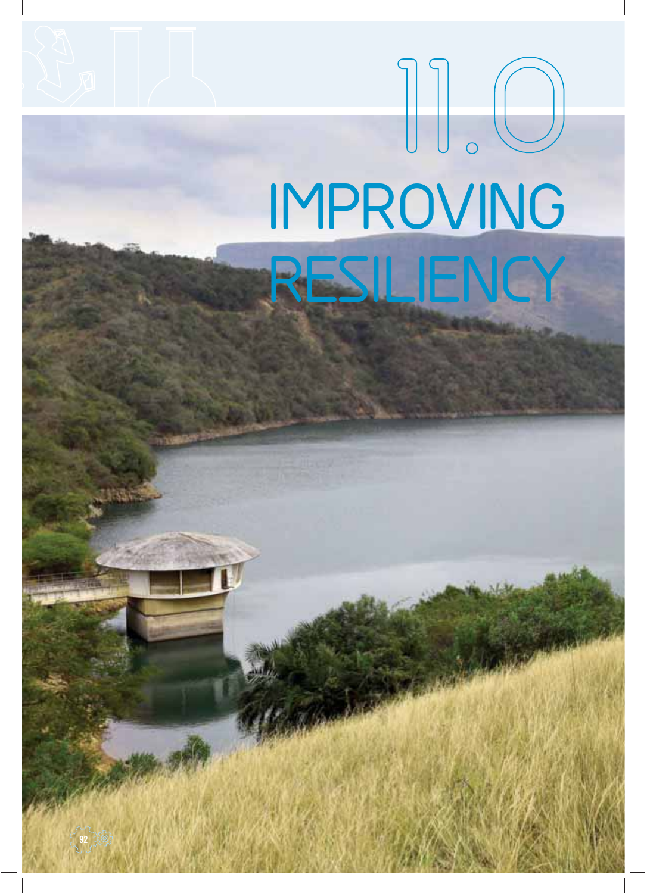# 11.0 IMPROVING RESILIENCY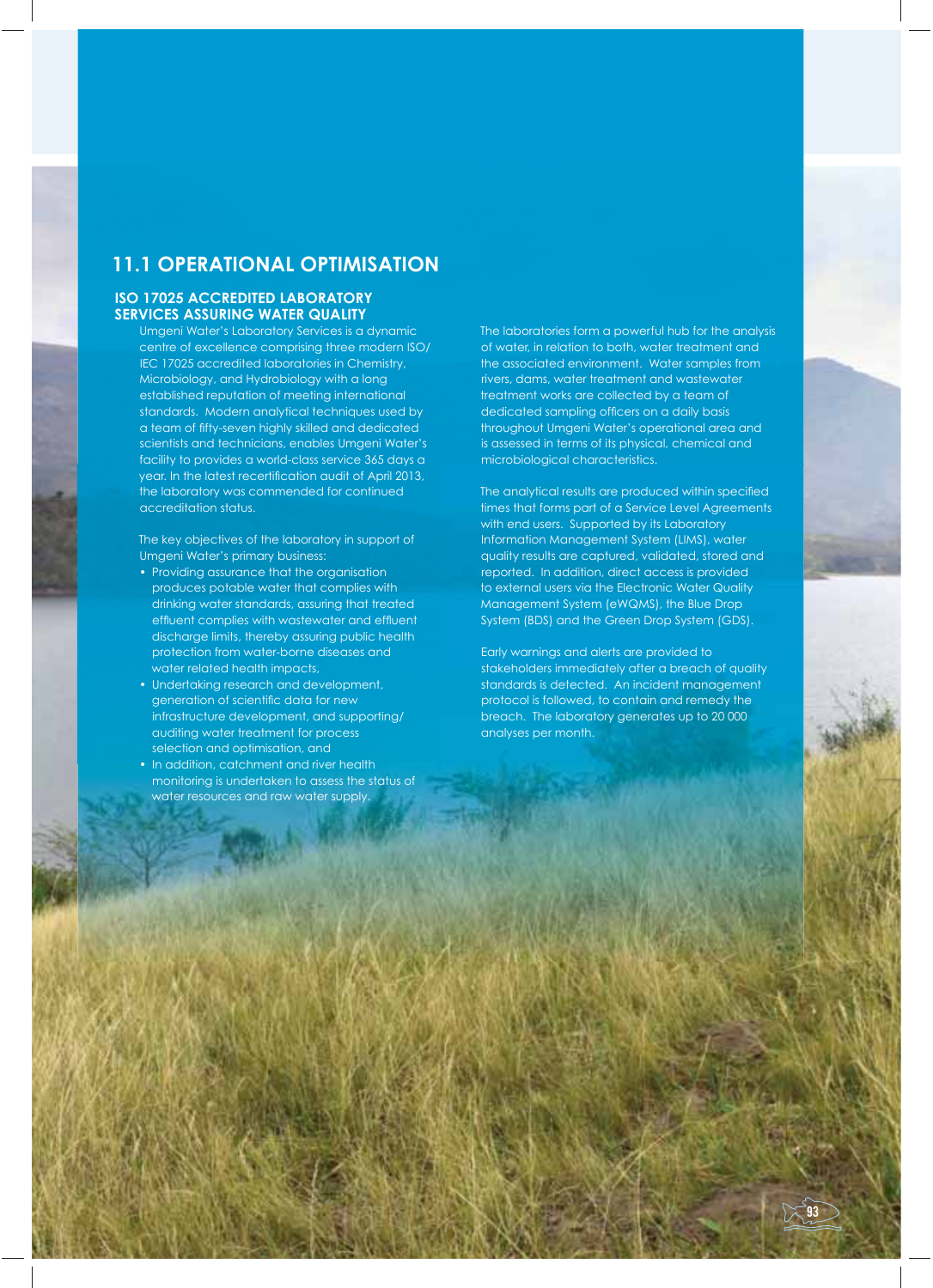## 11.1 OPERATIONAL OPTIMISATION

### ISO 17025 ACCREDITED LABORATORY SERVICES ASSURING WATER QUALITY

Umgeni Water's Laboratory Services is a dynamic centre of excellence comprising three modern ISO/ IEC 17025 accredited laboratories in Chemistry, Microbiology, and Hydrobiology with a long established reputation of meeting international standards. Modern analytical techniques used by a team of fifty-seven highly skilled and dedicated scientists and technicians, enables Umgeni Water's facility to provides a world-class service 365 days a year. In the latest recertification audit of April 2013, the laboratory was commended for continued accreditation status.

The key objectives of the laboratory in support of Umgeni Water's primary business:

- Providing assurance that the organisation produces potable water that complies with drinking water standards, assuring that treated effluent complies with wastewater and effluent discharge limits, thereby assuring public health protection from water-borne diseases and water related health impacts,
- Undertaking research and development, generation of scientific data for new infrastructure development, and supporting/ auditing water treatment for process selection and optimisation, and
- In addition, catchment and river health monitoring is undertaken to assess the status of water resources and raw water supply.

The laboratories form a powerful hub for the analysis of water, in relation to both, water treatment and the associated environment. Water samples from rivers, dams, water treatment and wastewater treatment works are collected by a team of dedicated sampling officers on a daily basis throughout Umgeni Water's operational area and is assessed in terms of its physical, chemical and microbiological characteristics.

The analytical results are produced within specified times that forms part of a Service Level Agreements with end users. Supported by its Laboratory Information Management System (LIMS), water quality results are captured, validated, stored and reported. In addition, direct access is provided to external users via the Electronic Water Quality Management System (eWQMS), the Blue Drop System (BDS) and the Green Drop System (GDS).

Early warnings and alerts are provided to stakeholders immediately after a breach of quality standards is detected. An incident management protocol is followed, to contain and remedy the breach. The laboratory generates up to 20 000 analyses per month.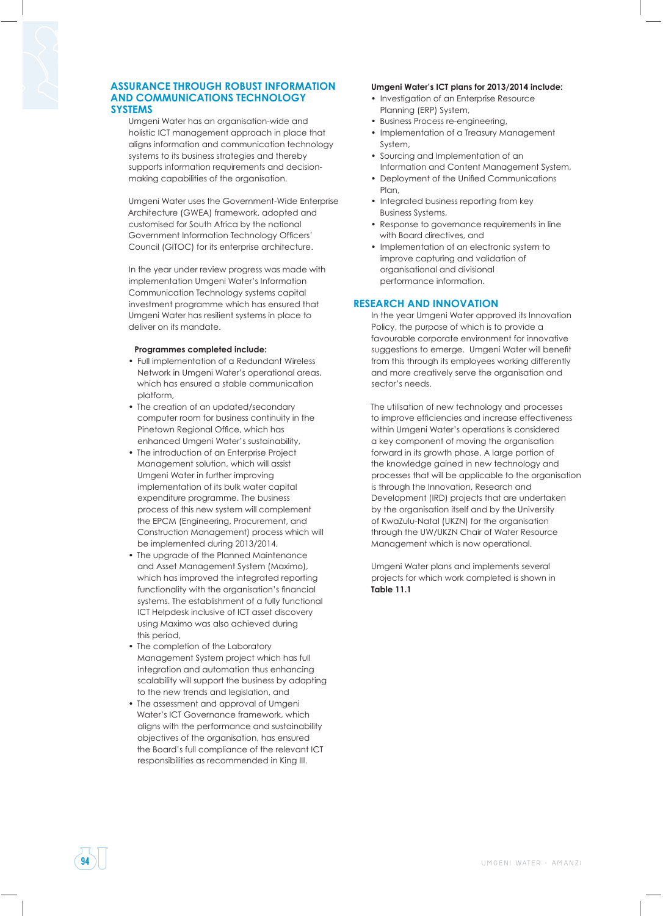## ASSURANCE THROUGH ROBUST INFORMATION AND COMMUNICATIONS TECHNOLOGY SYSTEMS

Umgeni Water has an organisation-wide and holistic ICT management approach in place that aligns information and communication technology systems to its business strategies and thereby supports information requirements and decision-making capabilities of the organisation.

Umgeni Water uses the Government-Wide Enterprise Architecture (GWEA) framework, adopted and customised for South Africa by the national Government Information Technology Officers' Council (GITOC) for its enterprise architecture.

In the year under review progress was made with implementation Umgeni Water's Information Communication Technology systems capital investment programme which has ensured that Umgeni Water has resilient systems in place to deliver on its mandate.

**Programmes completed include:**

- Full implementation of a Redundant Wireless Network in Umgeni Water's operational areas, which has ensured a stable communication platform,
- The creation of an updated/secondary computer room for business continuity in the Pinetown Regional Office, which has enhanced Umgeni Water's sustainability,
- The introduction of an Enterprise Project Management solution, which will assist Umgeni Water in further improving implementation of its bulk water capital expenditure programme. The business process of this new system will complement the EPCM (Engineering, Procurement, and Construction Management) process which will be implemented during 2013/2014,
- The upgrade of the Planned Maintenance and Asset Management System (Maximo), which has improved the integrated reporting functionality with the organisation's financial systems. The establishment of a fully functional ICT Helpdesk inclusive of ICT asset discovery using Maximo was also achieved during this period,
- The completion of the Laboratory Management System project which has full integration and automation thus enhancing scalability will support the business by adapting to the new trends and legislation, and
- The assessment and approval of Umgeni Water's ICT Governance framework, which aligns with the performance and sustainability objectives of the organisation, has ensured the Board's full compliance of the relevant ICT responsibilities as recommended in King III.

**Umgeni Water's ICT plans for 2013/2014 include:**

- Investigation of an Enterprise Resource Planning (ERP) System,
- Business Process re-engineering,
- Implementation of a Treasury Management System,
- Sourcing and Implementation of an Information and Content Management System,
- Deployment of the Unified Communications Plan,
- Integrated business reporting from key Business Systems,
- Response to governance requirements in line with Board directives, and
- Implementation of an electronic system to improve capturing and validation of organisational and divisional performance information.

## RESEARCH AND INNOVATION

In the year Umgeni Water approved its Innovation Policy, the purpose of which is to provide a favourable corporate environment for innovative suggestions to emerge. Umgeni Water will benefit from this through its employees working differently and more creatively serve the organisation and sector's needs.

The utilisation of new technology and processes to improve efficiencies and increase effectiveness within Umgeni Water's operations is considered a key component of moving the organisation forward in its growth phase. A large portion of the knowledge gained in new technology and processes that will be applicable to the organisation is through the Innovation, Research and Development (IRD) projects that are undertaken by the organisation itself and by the University of KwaZulu-Natal (UKZN) for the organisation through the UW/UKZN Chair of Water Resource Management which is now operational.

Umgeni Water plans and implements several projects for which work completed is shown in **Table 11.1**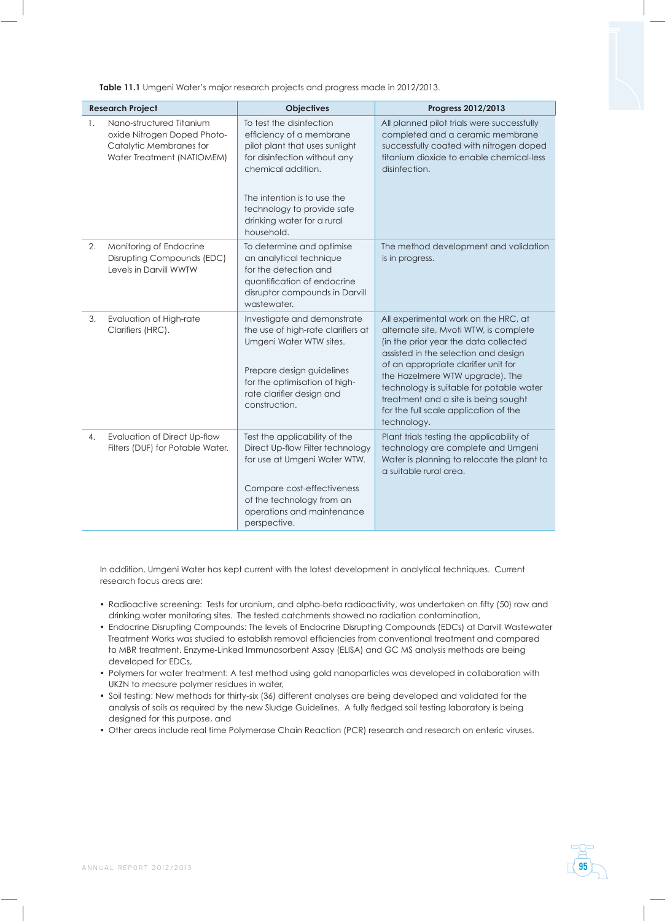**Table 11.1** Umgeni Water's major research projects and progress made in 2012/2013.

| Research Project | Objectives | Progress 2012/2013 |
|---|---|---|
| 1. Nano-structured Titanium oxide Nitrogen Doped Photo-Catalytic Membranes for Water Treatment (NATIOMEM) | To test the disinfection efficiency of a membrane pilot plant that uses sunlight for disinfection without any chemical addition.<br><br>The intention is to use the technology to provide safe drinking water for a rural household. | All planned pilot trials were successfully completed and a ceramic membrane successfully coated with nitrogen doped titanium dioxide to enable chemical-less disinfection. |
| 2. Monitoring of Endocrine Disrupting Compounds (EDC) Levels in Darvill WWTW | To determine and optimise an analytical technique for the detection and quantification of endocrine disruptor compounds in Darvill wastewater. | The method development and validation is in progress. |
| 3. Evaluation of High-rate Clarifiers (HRC). | Investigate and demonstrate the use of high-rate clarifiers at Umgeni Water WTW sites.<br><br>Prepare design guidelines for the optimisation of high-rate clarifier design and construction. | All experimental work on the HRC, at alternate site, Mvoti WTW, is complete (in the prior year the data collected assisted in the selection and design of an appropriate clarifier unit for the Hazelmere WTW upgrade). The technology is suitable for potable water treatment and a site is being sought for the full scale application of the technology. |
| 4. Evaluation of Direct Up-flow Filters (DUF) for Potable Water. | Test the applicability of the Direct Up-flow Filter technology for use at Umgeni Water WTW.<br><br>Compare cost-effectiveness of the technology from an operations and maintenance perspective. | Plant trials testing the applicability of technology are complete and Umgeni Water is planning to relocate the plant to a suitable rural area. |

In addition, Umgeni Water has kept current with the latest development in analytical techniques. Current research focus areas are:

- Radioactive screening: Tests for uranium, and alpha-beta radioactivity, was undertaken on fifty (50) raw and drinking water monitoring sites. The tested catchments showed no radiation contamination,
- Endocrine Disrupting Compounds: The levels of Endocrine Disrupting Compounds (EDCs) at Darvill Wastewater Treatment Works was studied to establish removal efficiencies from conventional treatment and compared to MBR treatment. Enzyme-Linked Immunosorbent Assay (ELISA) and GC MS analysis methods are being developed for EDCs,
- Polymers for water treatment: A test method using gold nanoparticles was developed in collaboration with UKZN to measure polymer residues in water,
- Soil testing: New methods for thirty-six (36) different analyses are being developed and validated for the analysis of soils as required by the new Sludge Guidelines. A fully fledged soil testing laboratory is being designed for this purpose, and
- Other areas include real time Polymerase Chain Reaction (PCR) research and research on enteric viruses.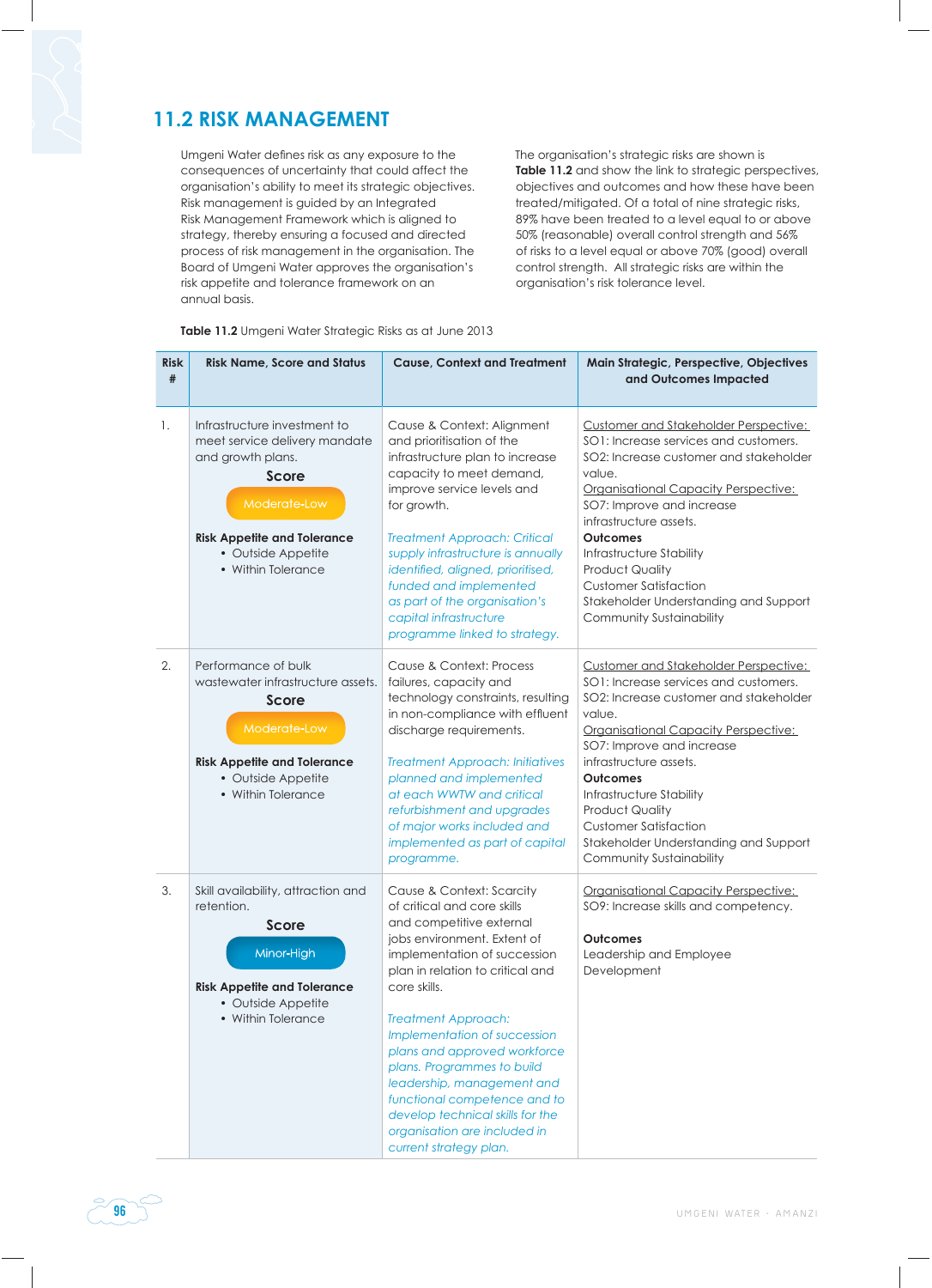## 11.2 RISK MANAGEMENT

Umgeni Water defines risk as any exposure to the consequences of uncertainty that could affect the organisation's ability to meet its strategic objectives. Risk management is guided by an Integrated Risk Management Framework which is aligned to strategy, thereby ensuring a focused and directed process of risk management in the organisation. The Board of Umgeni Water approves the organisation's risk appetite and tolerance framework on an annual basis.

The organisation's strategic risks are shown is **Table 11.2** and show the link to strategic perspectives, objectives and outcomes and how these have been treated/mitigated. Of a total of nine strategic risks, 89% have been treated to a level equal to or above 50% (reasonable) overall control strength and 56% of risks to a level equal or above 70% (good) overall control strength. All strategic risks are within the organisation's risk tolerance level.

**Table 11.2** Umgeni Water Strategic Risks as at June 2013

| Risk # | Risk Name, Score and Status | Cause, Context and Treatment | Main Strategic, Perspective, Objectives and Outcomes Impacted |
|---|---|---|---|
| 1. | Infrastructure investment to meet service delivery mandate and growth plans.<br>**Score**<br>Moderate-Low<br>**Risk Appetite and Tolerance**<br>• Outside Appetite<br>• Within Tolerance | Cause & Context: Alignment and prioritisation of the infrastructure plan to increase capacity to meet demand, improve service levels and for growth.<br>*Treatment Approach: Critical supply infrastructure is annually identified, aligned, prioritised, funded and implemented as part of the organisation's capital infrastructure programme linked to strategy.* | Customer and Stakeholder Perspective:<br>SO1: Increase services and customers.<br>SO2: Increase customer and stakeholder value.<br>Organisational Capacity Perspective:<br>SO7: Improve and increase infrastructure assets.<br>**Outcomes**<br>Infrastructure Stability<br>Product Quality<br>Customer Satisfaction<br>Stakeholder Understanding and Support<br>Community Sustainability |
| 2. | Performance of bulk wastewater infrastructure assets.<br>**Score**<br>Moderate-Low<br>**Risk Appetite and Tolerance**<br>• Outside Appetite<br>• Within Tolerance | Cause & Context: Process failures, capacity and technology constraints, resulting in non-compliance with effluent discharge requirements.<br>*Treatment Approach: Initiatives planned and implemented at each WWTW and critical refurbishment and upgrades of major works included and implemented as part of capital programme.* | Customer and Stakeholder Perspective:<br>SO1: Increase services and customers.<br>SO2: Increase customer and stakeholder value.<br>Organisational Capacity Perspective:<br>SO7: Improve and increase infrastructure assets.<br>**Outcomes**<br>Infrastructure Stability<br>Product Quality<br>Customer Satisfaction<br>Stakeholder Understanding and Support<br>Community Sustainability |
| 3. | Skill availability, attraction and retention.<br>**Score**<br>Minor-High<br>**Risk Appetite and Tolerance**<br>• Outside Appetite<br>• Within Tolerance | Cause & Context: Scarcity of critical and core skills and competitive external jobs environment. Extent of implementation of succession plan in relation to critical and core skills.<br>*Treatment Approach: Implementation of succession plans and approved workforce plans. Programmes to build leadership, management and functional competence and to develop technical skills for the organisation are included in current strategy plan.* | Organisational Capacity Perspective:<br>SO9: Increase skills and competency.<br>**Outcomes**<br>Leadership and Employee Development |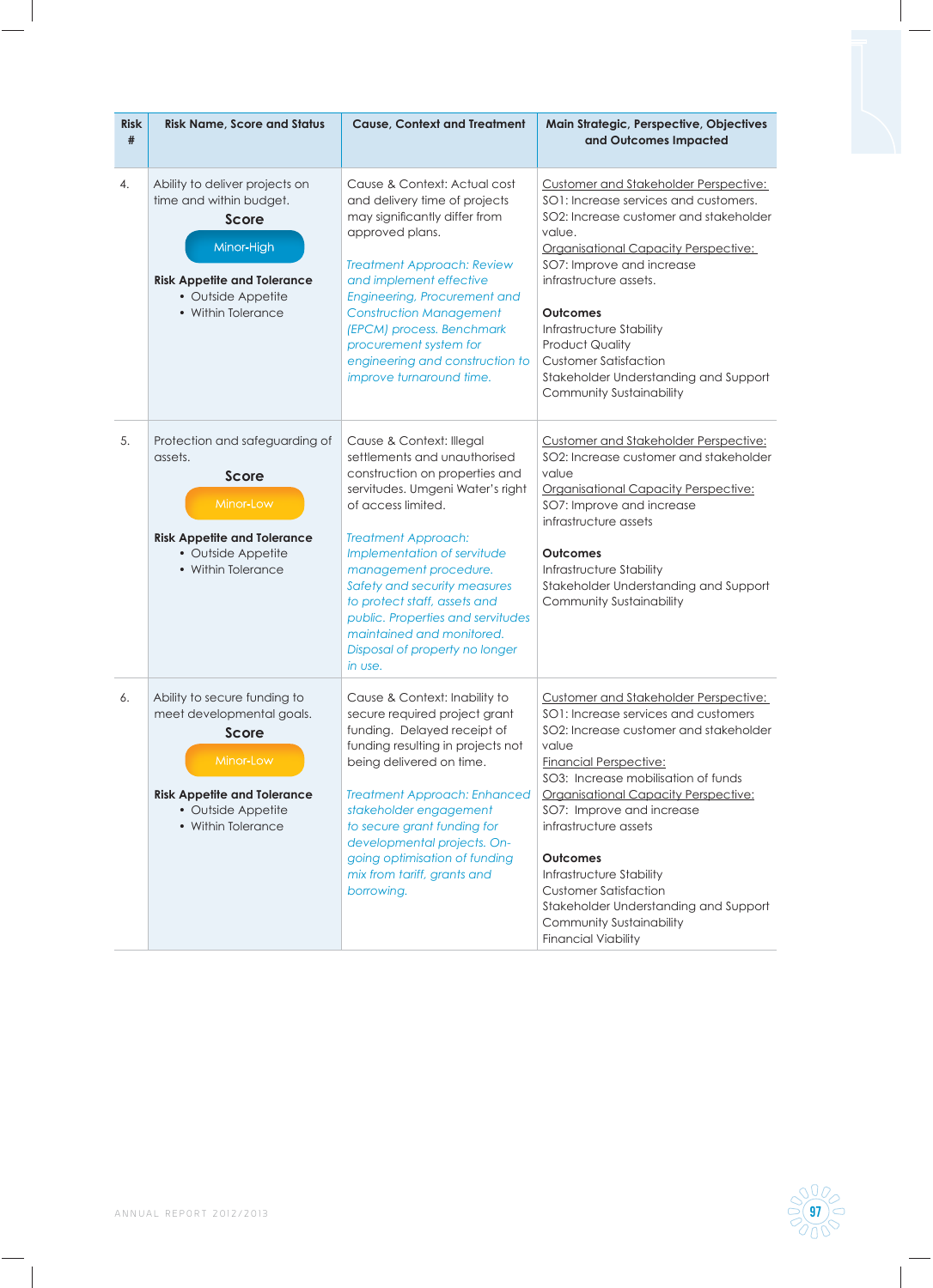| Risk # | Risk Name, Score and Status | Cause, Context and Treatment | Main Strategic, Perspective, Objectives and Outcomes Impacted |
|---|---|---|---|
| 4. | Ability to deliver projects on time and within budget.<br>**Score**<br>Minor-High<br>**Risk Appetite and Tolerance**<br>• Outside Appetite<br>• Within Tolerance | Cause & Context: Actual cost and delivery time of projects may significantly differ from approved plans.<br><br>*Treatment Approach: Review and implement effective Engineering, Procurement and Construction Management (EPCM) process. Benchmark procurement system for engineering and construction to improve turnaround time.* | Customer and Stakeholder Perspective:<br>SO1: Increase services and customers.<br>SO2: Increase customer and stakeholder value.<br>Organisational Capacity Perspective:<br>SO7: Improve and increase infrastructure assets.<br><br>**Outcomes**<br>Infrastructure Stability<br>Product Quality<br>Customer Satisfaction<br>Stakeholder Understanding and Support<br>Community Sustainability |
| 5. | Protection and safeguarding of assets.<br>**Score**<br>Minor-Low<br>**Risk Appetite and Tolerance**<br>• Outside Appetite<br>• Within Tolerance | Cause & Context: Illegal settlements and unauthorised construction on properties and servitudes. Umgeni Water's right of access limited.<br><br>*Treatment Approach: Implementation of servitude management procedure. Safety and security measures to protect staff, assets and public. Properties and servitudes maintained and monitored. Disposal of property no longer in use.* | Customer and Stakeholder Perspective:<br>SO2: Increase customer and stakeholder value<br>Organisational Capacity Perspective:<br>SO7: Improve and increase infrastructure assets<br><br>**Outcomes**<br>Infrastructure Stability<br>Stakeholder Understanding and Support<br>Community Sustainability |
| 6. | Ability to secure funding to meet developmental goals.<br>**Score**<br>Minor-Low<br>**Risk Appetite and Tolerance**<br>• Outside Appetite<br>• Within Tolerance | Cause & Context: Inability to secure required project grant funding. Delayed receipt of funding resulting in projects not being delivered on time.<br><br>*Treatment Approach: Enhanced stakeholder engagement to secure grant funding for developmental projects. On-going optimisation of funding mix from tariff, grants and borrowing.* | Customer and Stakeholder Perspective:<br>SO1: Increase services and customers<br>SO2: Increase customer and stakeholder value<br>Financial Perspective:<br>SO3: Increase mobilisation of funds<br>Organisational Capacity Perspective:<br>SO7: Improve and increase infrastructure assets<br><br>**Outcomes**<br>Infrastructure Stability<br>Customer Satisfaction<br>Stakeholder Understanding and Support<br>Community Sustainability<br>Financial Viability |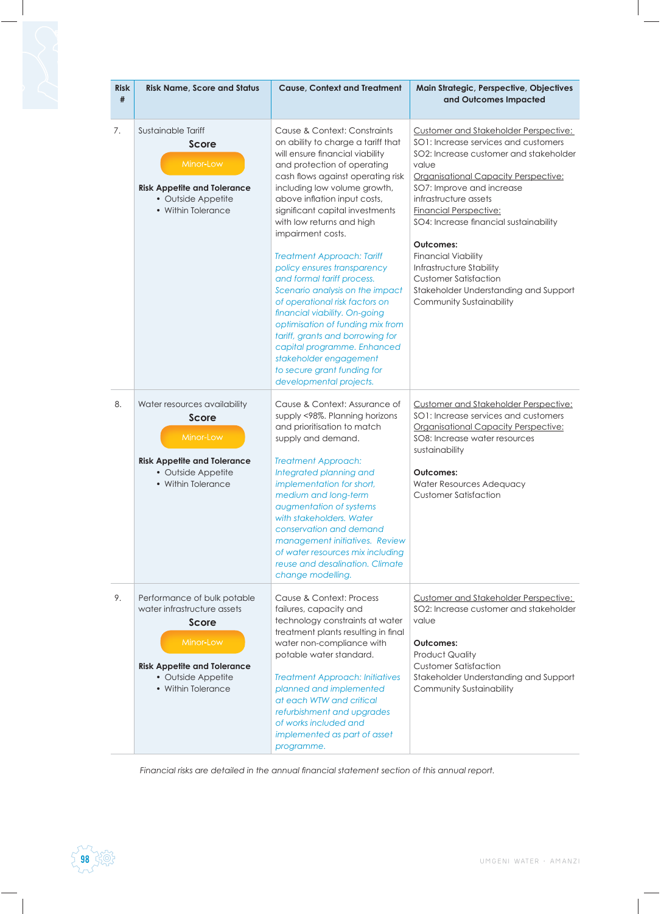| Risk # | Risk Name, Score and Status | Cause, Context and Treatment | Main Strategic, Perspective, Objectives and Outcomes Impacted |
|---|---|---|---|
| 7. | Sustainable Tariff<br>**Score**<br>Minor-Low<br>**Risk Appetite and Tolerance**<br>• Outside Appetite<br>• Within Tolerance | Cause & Context: Constraints on ability to charge a tariff that will ensure financial viability and protection of operating cash flows against operating risk including low volume growth, above inflation input costs, significant capital investments with low returns and high impairment costs.<br><br>*Treatment Approach: Tariff policy ensures transparency and formal tariff process. Scenario analysis on the impact of operational risk factors on financial viability. On-going optimisation of funding mix from tariff, grants and borrowing for capital programme. Enhanced stakeholder engagement to secure grant funding for developmental projects.* | Customer and Stakeholder Perspective:<br>SO1: Increase services and customers<br>SO2: Increase customer and stakeholder value<br>Organisational Capacity Perspective:<br>SO7: Improve and increase infrastructure assets<br>Financial Perspective:<br>SO4: Increase financial sustainability<br><br>**Outcomes:**<br>Financial Viability<br>Infrastructure Stability<br>Customer Satisfaction<br>Stakeholder Understanding and Support<br>Community Sustainability |
| 8. | Water resources availability<br>**Score**<br>Minor-Low<br>**Risk Appetite and Tolerance**<br>• Outside Appetite<br>• Within Tolerance | Cause & Context: Assurance of supply <98%. Planning horizons and prioritisation to match supply and demand.<br><br>*Treatment Approach: Integrated planning and implementation for short, medium and long-term augmentation of systems with stakeholders. Water conservation and demand management initiatives. Review of water resources mix including reuse and desalination. Climate change modelling.* | Customer and Stakeholder Perspective:<br>SO1: Increase services and customers<br>Organisational Capacity Perspective:<br>SO8: Increase water resources sustainability<br><br>**Outcomes:**<br>Water Resources Adequacy<br>Customer Satisfaction |
| 9. | Performance of bulk potable water infrastructure assets<br>**Score**<br>Minor-Low<br>**Risk Appetite and Tolerance**<br>• Outside Appetite<br>• Within Tolerance | Cause & Context: Process failures, capacity and technology constraints at water treatment plants resulting in final water non-compliance with potable water standard.<br><br>*Treatment Approach: Initiatives planned and implemented at each WTW and critical refurbishment and upgrades of works included and implemented as part of asset programme.* | Customer and Stakeholder Perspective:<br>SO2: Increase customer and stakeholder value<br><br>**Outcomes:**<br>Product Quality<br>Customer Satisfaction<br>Stakeholder Understanding and Support<br>Community Sustainability |

*Financial risks are detailed in the annual financial statement section of this annual report.*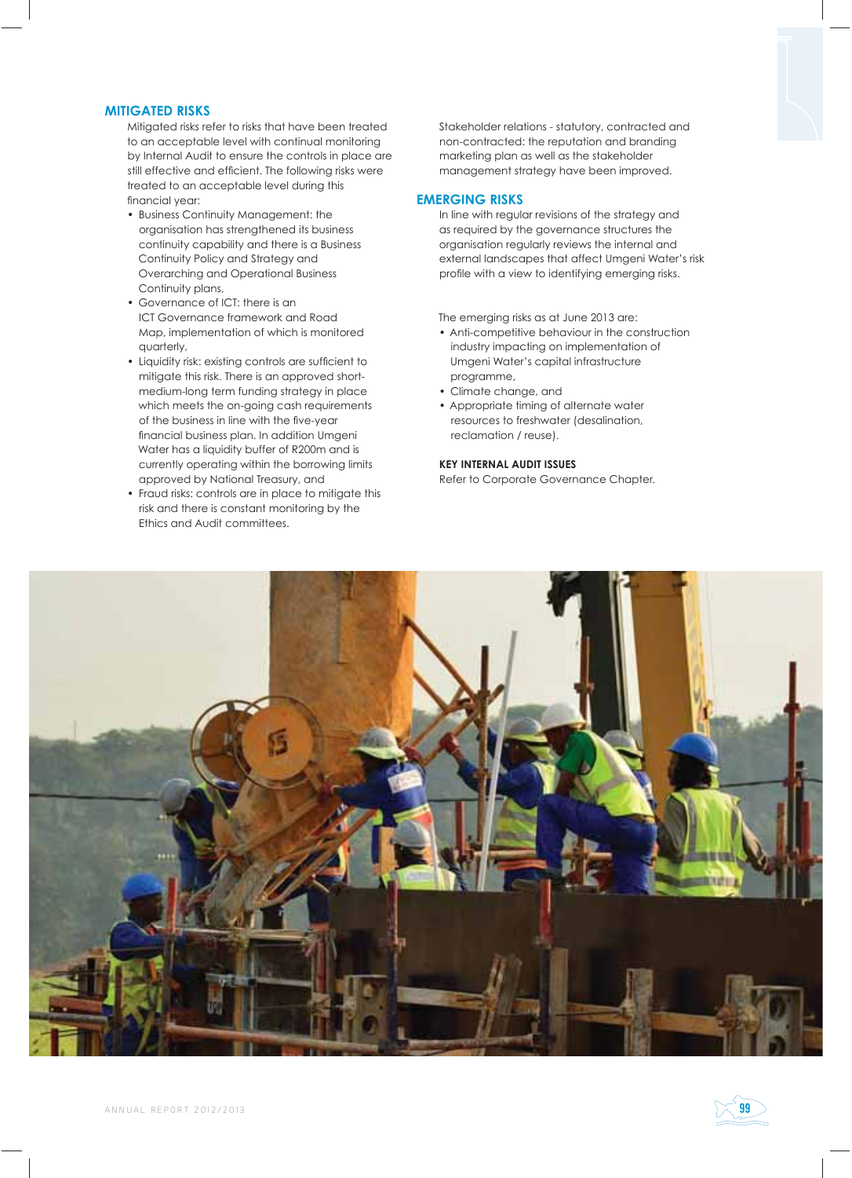## MITIGATED RISKS

Mitigated risks refer to risks that have been treated to an acceptable level with continual monitoring by Internal Audit to ensure the controls in place are still effective and efficient. The following risks were treated to an acceptable level during this financial year:

- Business Continuity Management: the organisation has strengthened its business continuity capability and there is a Business Continuity Policy and Strategy and Overarching and Operational Business Continuity plans,
- Governance of ICT: there is an ICT Governance framework and Road Map, implementation of which is monitored quarterly,
- Liquidity risk: existing controls are sufficient to mitigate this risk. There is an approved short-medium-long term funding strategy in place which meets the on-going cash requirements of the business in line with the five-year financial business plan. In addition Umgeni Water has a liquidity buffer of R200m and is currently operating within the borrowing limits approved by National Treasury, and
- Fraud risks: controls are in place to mitigate this risk and there is constant monitoring by the Ethics and Audit committees.

Stakeholder relations - statutory, contracted and non-contracted: the reputation and branding marketing plan as well as the stakeholder management strategy have been improved.

## EMERGING RISKS

In line with regular revisions of the strategy and as required by the governance structures the organisation regularly reviews the internal and external landscapes that affect Umgeni Water's risk profile with a view to identifying emerging risks.

The emerging risks as at June 2013 are:

- Anti-competitive behaviour in the construction industry impacting on implementation of Umgeni Water's capital infrastructure programme,
- Climate change, and
- Appropriate timing of alternate water resources to freshwater (desalination, reclamation / reuse).

### KEY INTERNAL AUDIT ISSUES

Refer to Corporate Governance Chapter.